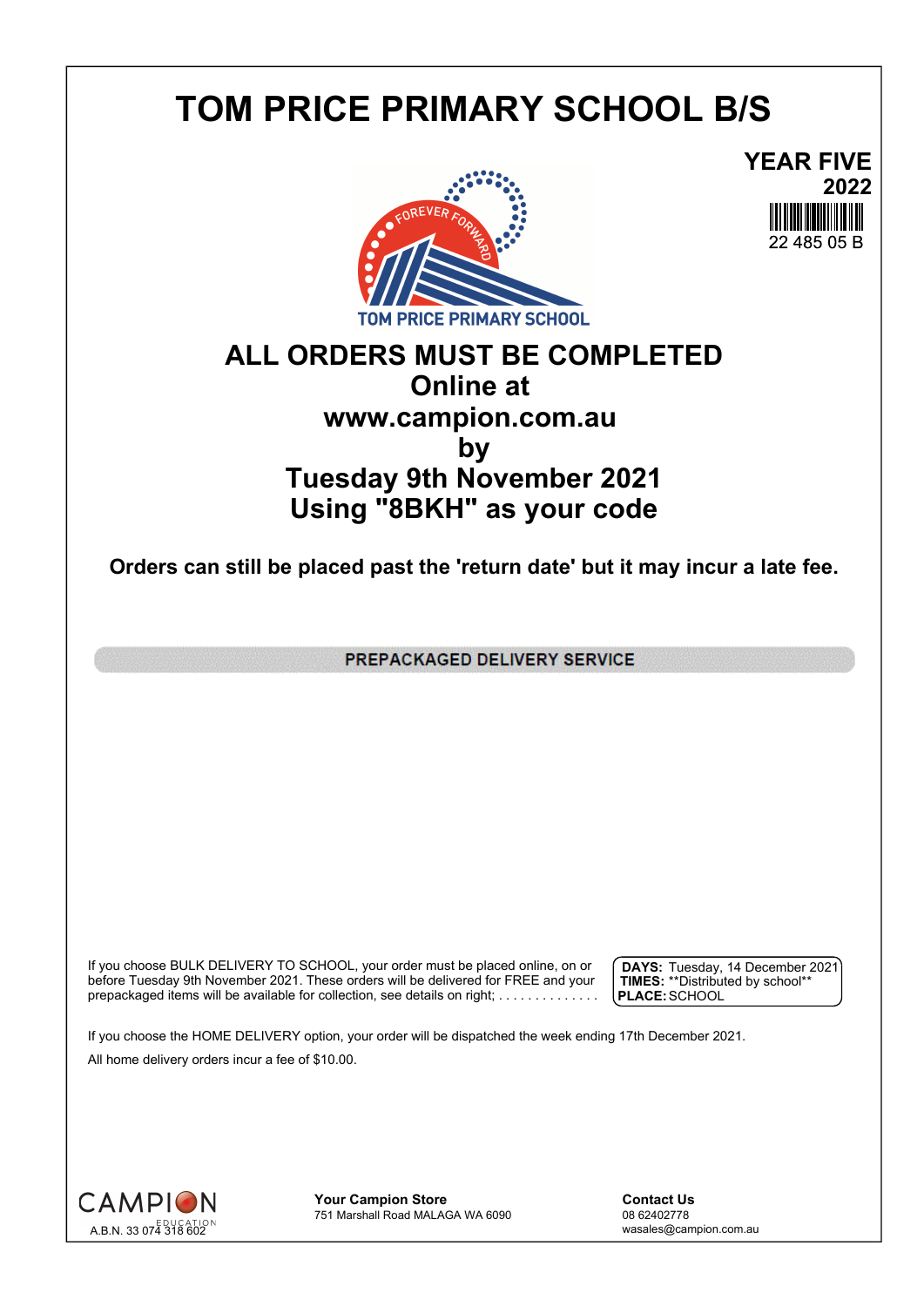# TOM PRICE PRIMARY SCHOOL B/S

**YEAR FIVE**
**2022**
22 485 05 B

TOM PRICE PRIMARY SCHOOL

## ALL ORDERS MUST BE COMPLETED
## Online at
## www.campion.com.au
## by
## Tuesday 9th November 2021
## Using "8BKH" as your code

**Orders can still be placed past the 'return date' but it may incur a late fee.**

### PREPACKAGED DELIVERY SERVICE

If you choose BULK DELIVERY TO SCHOOL, your order must be placed online, on or before Tuesday 9th November 2021. These orders will be delivered for FREE and your prepackaged items will be available for collection, see details on right; . . . . . . . . . . . . . .

**DAYS:** Tuesday, 14 December 2021
**TIMES:** **Distributed by school**
**PLACE:** SCHOOL

If you choose the HOME DELIVERY option, your order will be dispatched the week ending 17th December 2021.

All home delivery orders incur a fee of $10.00.

CAMPION EDUCATION
A.B.N. 33 074 318 602

**Your Campion Store**
751 Marshall Road MALAGA WA 6090

**Contact Us**
08 62402778
wasales@campion.com.au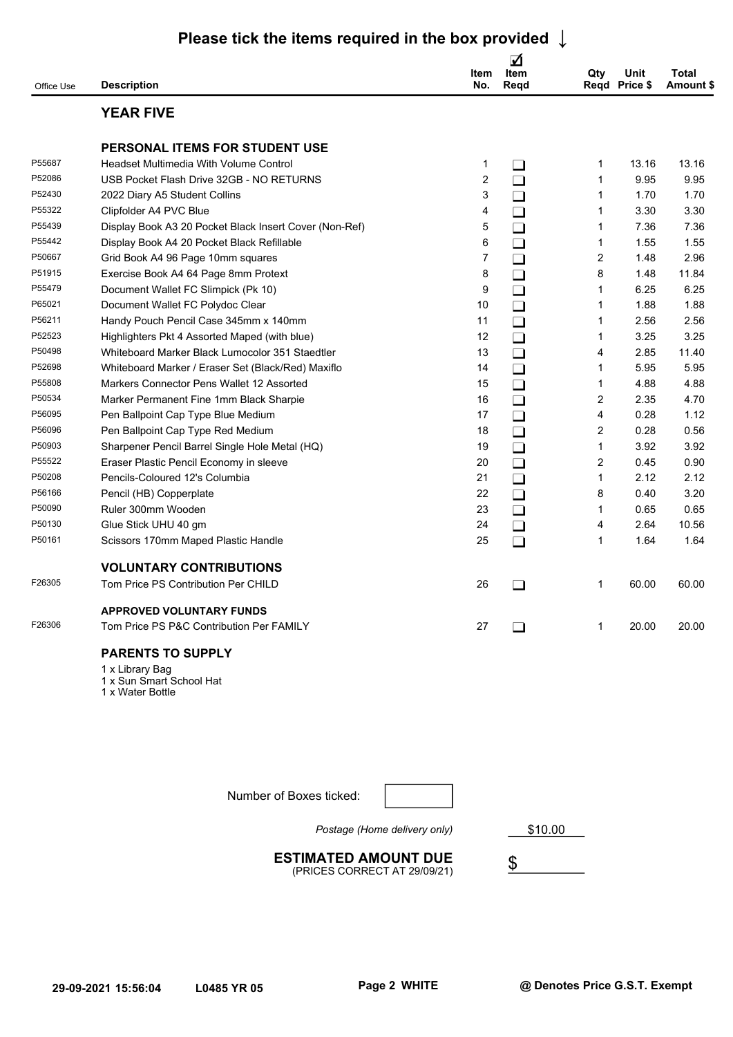**Please tick the items required in the box provided ↓**

| Office Use | Description | Item No. | ☑ Item Reqd | Qty Reqd | Unit Price $ | Total Amount $ |
|---|---|---|---|---|---|---|
| | **YEAR FIVE** | | | | | |
| | **PERSONAL ITEMS FOR STUDENT USE** | | | | | |
| P55687 | Headset Multimedia With Volume Control | 1 | ❑ | 1 | 13.16 | 13.16 |
| P52086 | USB Pocket Flash Drive 32GB - NO RETURNS | 2 | ❑ | 1 | 9.95 | 9.95 |
| P52430 | 2022 Diary A5 Student Collins | 3 | ❑ | 1 | 1.70 | 1.70 |
| P55322 | Clipfolder A4 PVC Blue | 4 | ❑ | 1 | 3.30 | 3.30 |
| P55439 | Display Book A3 20 Pocket Black Insert Cover (Non-Ref) | 5 | ❑ | 1 | 7.36 | 7.36 |
| P55442 | Display Book A4 20 Pocket Black Refillable | 6 | ❑ | 1 | 1.55 | 1.55 |
| P50667 | Grid Book A4 96 Page 10mm squares | 7 | ❑ | 2 | 1.48 | 2.96 |
| P51915 | Exercise Book A4 64 Page 8mm Protext | 8 | ❑ | 8 | 1.48 | 11.84 |
| P55479 | Document Wallet FC Slimpick (Pk 10) | 9 | ❑ | 1 | 6.25 | 6.25 |
| P65021 | Document Wallet FC Polydoc Clear | 10 | ❑ | 1 | 1.88 | 1.88 |
| P56211 | Handy Pouch Pencil Case 345mm x 140mm | 11 | ❑ | 1 | 2.56 | 2.56 |
| P52523 | Highlighters Pkt 4 Assorted Maped (with blue) | 12 | ❑ | 1 | 3.25 | 3.25 |
| P50498 | Whiteboard Marker Black Lumocolor 351 Staedtler | 13 | ❑ | 4 | 2.85 | 11.40 |
| P52698 | Whiteboard Marker / Eraser Set (Black/Red) Maxiflo | 14 | ❑ | 1 | 5.95 | 5.95 |
| P55808 | Markers Connector Pens Wallet 12 Assorted | 15 | ❑ | 1 | 4.88 | 4.88 |
| P50534 | Marker Permanent Fine 1mm Black Sharpie | 16 | ❑ | 2 | 2.35 | 4.70 |
| P56095 | Pen Ballpoint Cap Type Blue Medium | 17 | ❑ | 4 | 0.28 | 1.12 |
| P56096 | Pen Ballpoint Cap Type Red Medium | 18 | ❑ | 2 | 0.28 | 0.56 |
| P50903 | Sharpener Pencil Barrel Single Hole Metal (HQ) | 19 | ❑ | 1 | 3.92 | 3.92 |
| P55522 | Eraser Plastic Pencil Economy in sleeve | 20 | ❑ | 2 | 0.45 | 0.90 |
| P50208 | Pencils-Coloured 12's Columbia | 21 | ❑ | 1 | 2.12 | 2.12 |
| P56166 | Pencil (HB) Copperplate | 22 | ❑ | 8 | 0.40 | 3.20 |
| P50090 | Ruler 300mm Wooden | 23 | ❑ | 1 | 0.65 | 0.65 |
| P50130 | Glue Stick UHU 40 gm | 24 | ❑ | 4 | 2.64 | 10.56 |
| P50161 | Scissors 170mm Maped Plastic Handle | 25 | ❑ | 1 | 1.64 | 1.64 |
| | **VOLUNTARY CONTRIBUTIONS** | | | | | |
| F26305 | Tom Price PS Contribution Per CHILD | 26 | ❑ | 1 | 60.00 | 60.00 |
| | **APPROVED VOLUNTARY FUNDS** | | | | | |
| F26306 | Tom Price PS P&C Contribution Per FAMILY | 27 | ❑ | 1 | 20.00 | 20.00 |

**PARENTS TO SUPPLY**

1 x Library Bag
1 x Sun Smart School Hat
1 x Water Bottle

Number of Boxes ticked: ______

*Postage (Home delivery only)* $10.00

**ESTIMATED AMOUNT DUE** $ ______
(PRICES CORRECT AT 29/09/21)

29-09-2021 15:56:04 L0485 YR 05 Page 2 WHITE @ Denotes Price G.S.T. Exempt